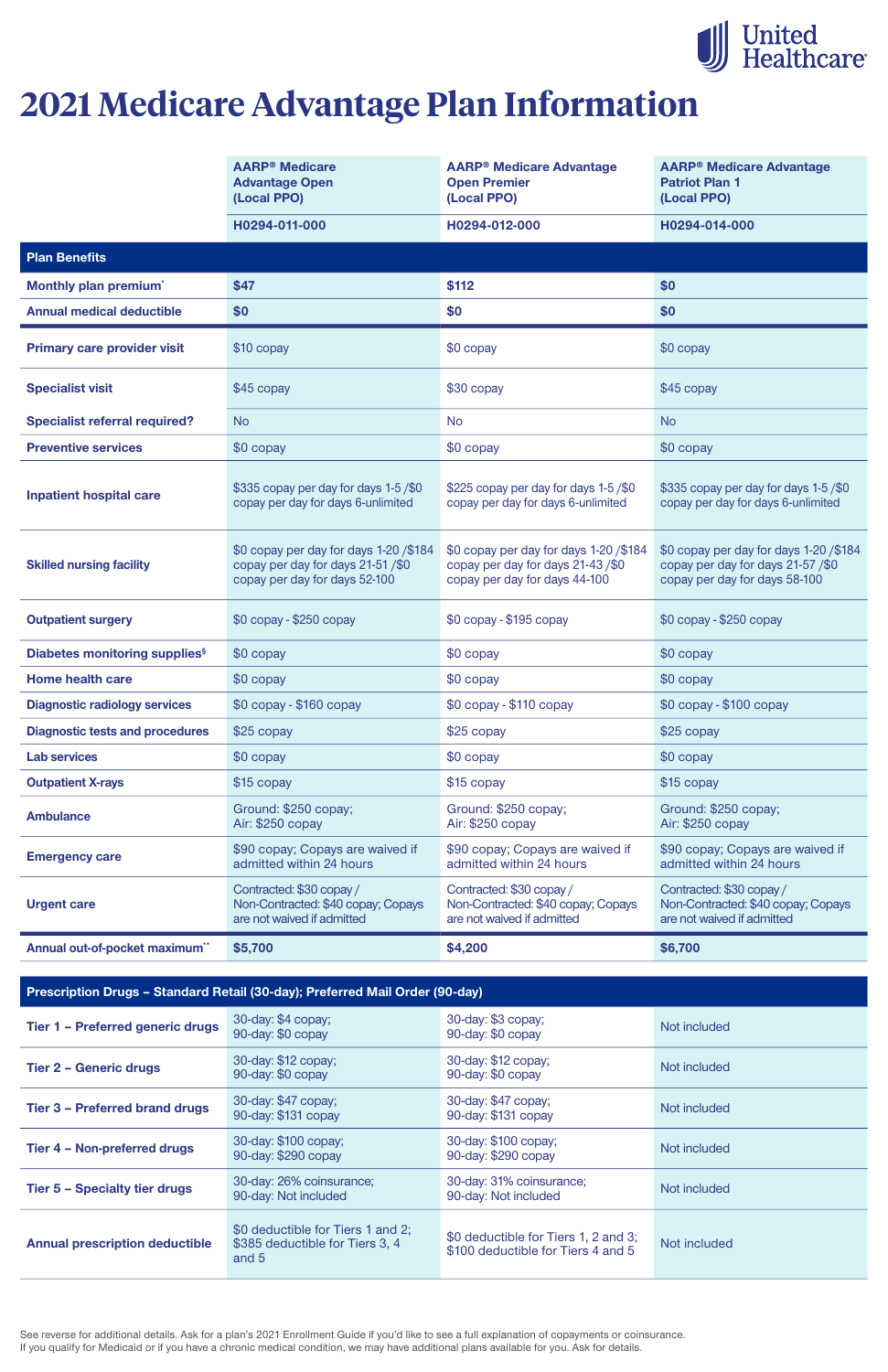United Healthcare

# 2021 Medicare Advantage Plan Information

| | AARP® Medicare Advantage Open (Local PPO) | AARP® Medicare Advantage Open Premier (Local PPO) | AARP® Medicare Advantage Patriot Plan 1 (Local PPO) |
|---|---|---|---|
| | **H0294-011-000** | **H0294-012-000** | **H0294-014-000** |
| **Plan Benefits** | | | |
| **Monthly plan premium*** | **$47** | **$112** | **$0** |
| **Annual medical deductible** | **$0** | **$0** | **$0** |
| **Primary care provider visit** | $10 copay | $0 copay | $0 copay |
| **Specialist visit** | $45 copay | $30 copay | $45 copay |
| **Specialist referral required?** | No | No | No |
| **Preventive services** | $0 copay | $0 copay | $0 copay |
| **Inpatient hospital care** | $335 copay per day for days 1-5 /$0 copay per day for days 6-unlimited | $225 copay per day for days 1-5 /$0 copay per day for days 6-unlimited | $335 copay per day for days 1-5 /$0 copay per day for days 6-unlimited |
| **Skilled nursing facility** | $0 copay per day for days 1-20 /$184 copay per day for days 21-51 /$0 copay per day for days 52-100 | $0 copay per day for days 1-20 /$184 copay per day for days 21-43 /$0 copay per day for days 44-100 | $0 copay per day for days 1-20 /$184 copay per day for days 21-57 /$0 copay per day for days 58-100 |
| **Outpatient surgery** | $0 copay - $250 copay | $0 copay - $195 copay | $0 copay - $250 copay |
| **Diabetes monitoring supplies§** | $0 copay | $0 copay | $0 copay |
| **Home health care** | $0 copay | $0 copay | $0 copay |
| **Diagnostic radiology services** | $0 copay - $160 copay | $0 copay - $110 copay | $0 copay - $100 copay |
| **Diagnostic tests and procedures** | $25 copay | $25 copay | $25 copay |
| **Lab services** | $0 copay | $0 copay | $0 copay |
| **Outpatient X-rays** | $15 copay | $15 copay | $15 copay |
| **Ambulance** | Ground: $250 copay; Air: $250 copay | Ground: $250 copay; Air: $250 copay | Ground: $250 copay; Air: $250 copay |
| **Emergency care** | $90 copay; Copays are waived if admitted within 24 hours | $90 copay; Copays are waived if admitted within 24 hours | $90 copay; Copays are waived if admitted within 24 hours |
| **Urgent care** | Contracted: $30 copay / Non-Contracted: $40 copay; Copays are not waived if admitted | Contracted: $30 copay / Non-Contracted: $40 copay; Copays are not waived if admitted | Contracted: $30 copay / Non-Contracted: $40 copay; Copays are not waived if admitted |
| **Annual out-of-pocket maximum**** | **$5,700** | **$4,200** | **$6,700** |
| **Prescription Drugs – Standard Retail (30-day); Preferred Mail Order (90-day)** | | | |
| **Tier 1 – Preferred generic drugs** | 30-day: $4 copay; 90-day: $0 copay | 30-day: $3 copay; 90-day: $0 copay | Not included |
| **Tier 2 – Generic drugs** | 30-day: $12 copay; 90-day: $0 copay | 30-day: $12 copay; 90-day: $0 copay | Not included |
| **Tier 3 – Preferred brand drugs** | 30-day: $47 copay; 90-day: $131 copay | 30-day: $47 copay; 90-day: $131 copay | Not included |
| **Tier 4 – Non-preferred drugs** | 30-day: $100 copay; 90-day: $290 copay | 30-day: $100 copay; 90-day: $290 copay | Not included |
| **Tier 5 – Specialty tier drugs** | 30-day: 26% coinsurance; 90-day: Not included | 30-day: 31% coinsurance; 90-day: Not included | Not included |
| **Annual prescription deductible** | $0 deductible for Tiers 1 and 2; $385 deductible for Tiers 3, 4 and 5 | $0 deductible for Tiers 1, 2 and 3; $100 deductible for Tiers 4 and 5 | Not included |

See reverse for additional details. Ask for a plan's 2021 Enrollment Guide if you'd like to see a full explanation of copayments or coinsurance.
If you qualify for Medicaid or if you have a chronic medical condition, we may have additional plans available for you. Ask for details.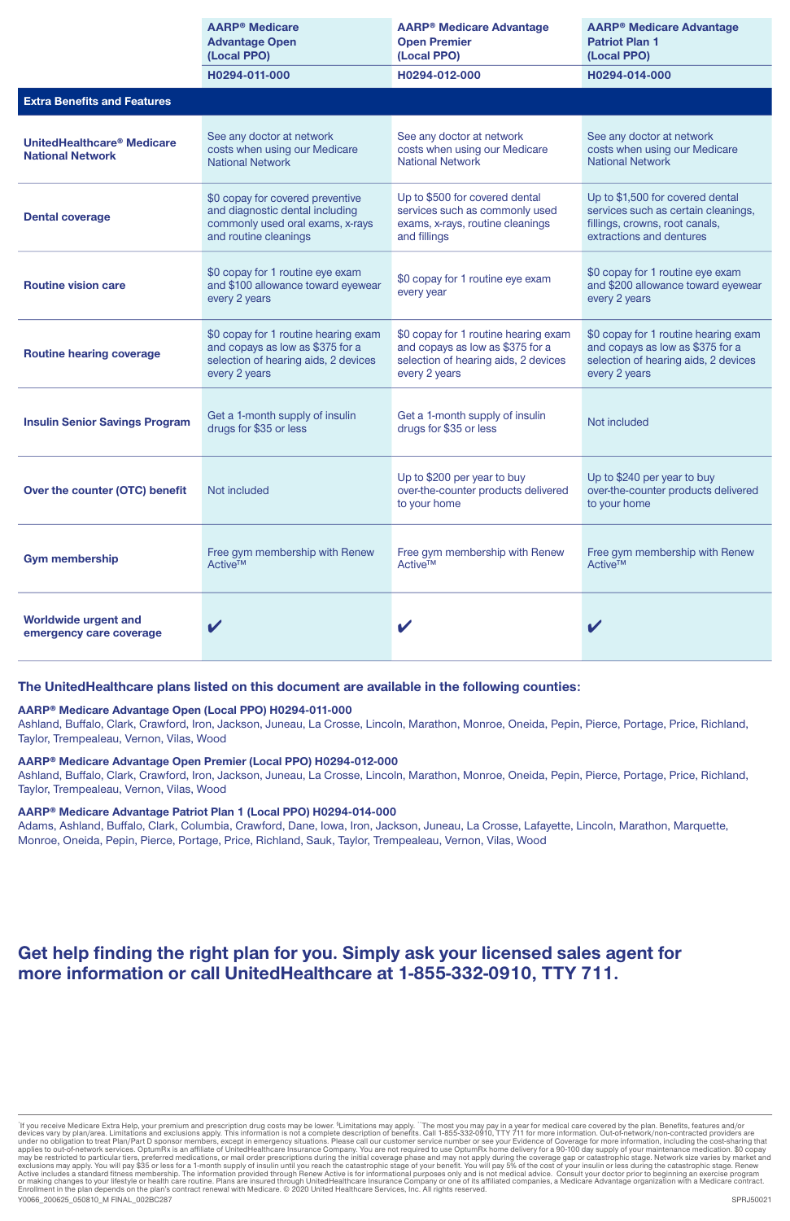| | AARP® Medicare Advantage Open (Local PPO) | AARP® Medicare Advantage Open Premier (Local PPO) | AARP® Medicare Advantage Patriot Plan 1 (Local PPO) |
|---|---|---|---|
| | H0294-011-000 | H0294-012-000 | H0294-014-000 |
| **Extra Benefits and Features** | | | |
| **UnitedHealthcare® Medicare National Network** | See any doctor at network costs when using our Medicare National Network | See any doctor at network costs when using our Medicare National Network | See any doctor at network costs when using our Medicare National Network |
| **Dental coverage** | $0 copay for covered preventive and diagnostic dental including commonly used oral exams, x-rays and routine cleanings | Up to $500 for covered dental services such as commonly used exams, x-rays, routine cleanings and fillings | Up to $1,500 for covered dental services such as certain cleanings, fillings, crowns, root canals, extractions and dentures |
| **Routine vision care** | $0 copay for 1 routine eye exam and $100 allowance toward eyewear every 2 years | $0 copay for 1 routine eye exam every year | $0 copay for 1 routine eye exam and $200 allowance toward eyewear every 2 years |
| **Routine hearing coverage** | $0 copay for 1 routine hearing exam and copays as low as $375 for a selection of hearing aids, 2 devices every 2 years | $0 copay for 1 routine hearing exam and copays as low as $375 for a selection of hearing aids, 2 devices every 2 years | $0 copay for 1 routine hearing exam and copays as low as $375 for a selection of hearing aids, 2 devices every 2 years |
| **Insulin Senior Savings Program** | Get a 1-month supply of insulin drugs for $35 or less | Get a 1-month supply of insulin drugs for $35 or less | Not included |
| **Over the counter (OTC) benefit** | Not included | Up to $200 per year to buy over-the-counter products delivered to your home | Up to $240 per year to buy over-the-counter products delivered to your home |
| **Gym membership** | Free gym membership with Renew Active™ | Free gym membership with Renew Active™ | Free gym membership with Renew Active™ |
| **Worldwide urgent and emergency care coverage** | ✔ | ✔ | ✔ |

## The UnitedHealthcare plans listed on this document are available in the following counties:

**AARP® Medicare Advantage Open (Local PPO) H0294-011-000**
Ashland, Buffalo, Clark, Crawford, Iron, Jackson, Juneau, La Crosse, Lincoln, Marathon, Monroe, Oneida, Pepin, Pierce, Portage, Price, Richland, Taylor, Trempealeau, Vernon, Vilas, Wood

**AARP® Medicare Advantage Open Premier (Local PPO) H0294-012-000**
Ashland, Buffalo, Clark, Crawford, Iron, Jackson, Juneau, La Crosse, Lincoln, Marathon, Monroe, Oneida, Pepin, Pierce, Portage, Price, Richland, Taylor, Trempealeau, Vernon, Vilas, Wood

**AARP® Medicare Advantage Patriot Plan 1 (Local PPO) H0294-014-000**
Adams, Ashland, Buffalo, Clark, Columbia, Crawford, Dane, Iowa, Iron, Jackson, Juneau, La Crosse, Lafayette, Lincoln, Marathon, Marquette, Monroe, Oneida, Pepin, Pierce, Portage, Price, Richland, Sauk, Taylor, Trempealeau, Vernon, Vilas, Wood

## Get help finding the right plan for you. Simply ask your licensed sales agent for more information or call UnitedHealthcare at 1-855-332-0910, TTY 711.

*If you receive Medicare Extra Help, your premium and prescription drug costs may be lower. ‡Limitations may apply. ˆˆThe most you may pay in a year for medical care covered by the plan. Benefits, features and/or devices vary by plan/area. Limitations and exclusions apply. This information is not a complete description of benefits. Call 1-855-332-0910, TTY 711 for more information. Out-of-network/non-contracted providers are under no obligation to treat Plan/Part D sponsor members, except in emergency situations. Please call our customer service number or see your Evidence of Coverage for more information, including the cost-sharing that applies to out-of-network services. OptumRx is an affiliate of UnitedHealthcare Insurance Company. You are not required to use OptumRx home delivery for a 90-100 day supply of your maintenance medication. $0 copay may be restricted to particular tiers, preferred medications, or mail order prescriptions during the initial coverage phase and may not apply during the coverage gap or catastrophic stage. Network size varies by market and exclusions may apply. You will pay $35 or less for a 1-month supply of insulin until you reach the catastrophic stage of your benefit. You will pay 5% of the cost of your insulin or less during the catastrophic stage. Renew Active includes a standard fitness membership. The information provided through Renew Active is for informational purposes only and is not medical advice. Consult your doctor prior to beginning an exercise program or making changes to your lifestyle or health care routine. Plans are insured through UnitedHealthcare Insurance Company or one of its affiliated companies, a Medicare Advantage organization with a Medicare contract. Enrollment in the plan depends on the plan's contract renewal with Medicare. © 2020 United Healthcare Services, Inc. All rights reserved.

Y0066_200625_050810_M FINAL_002BC287 SPRJ50021